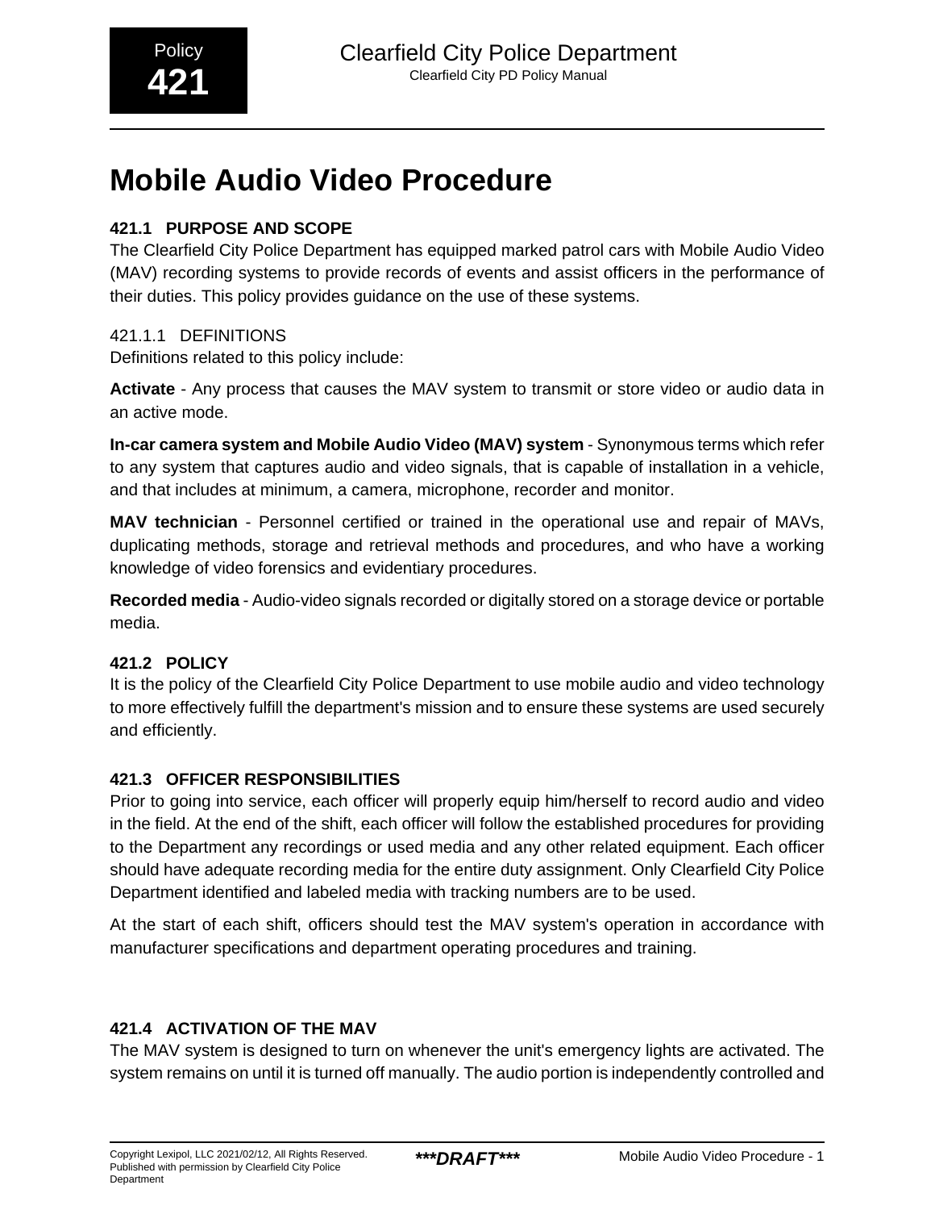# Mobile Audio Video Procedure

## 421.1 PURPOSE AND SCOPE

The Clearfield City Police Department has equipped marked patrol cars with Mobile Audio Video (MAV) recording systems to provide records of events and assist officers in the performance of their duties. This policy provides guidance on the use of these systems.

### 421.1.1 DEFINITIONS

Definitions related to this policy include:

**Activate** - Any process that causes the MAV system to transmit or store video or audio data in an active mode.

**In-car camera system and Mobile Audio Video (MAV) system** - Synonymous terms which refer to any system that captures audio and video signals, that is capable of installation in a vehicle, and that includes at minimum, a camera, microphone, recorder and monitor.

**MAV technician** - Personnel certified or trained in the operational use and repair of MAVs, duplicating methods, storage and retrieval methods and procedures, and who have a working knowledge of video forensics and evidentiary procedures.

**Recorded media** - Audio-video signals recorded or digitally stored on a storage device or portable media.

## 421.2 POLICY

It is the policy of the Clearfield City Police Department to use mobile audio and video technology to more effectively fulfill the department's mission and to ensure these systems are used securely and efficiently.

## 421.3 OFFICER RESPONSIBILITIES

Prior to going into service, each officer will properly equip him/herself to record audio and video in the field. At the end of the shift, each officer will follow the established procedures for providing to the Department any recordings or used media and any other related equipment. Each officer should have adequate recording media for the entire duty assignment. Only Clearfield City Police Department identified and labeled media with tracking numbers are to be used.

At the start of each shift, officers should test the MAV system's operation in accordance with manufacturer specifications and department operating procedures and training.

## 421.4 ACTIVATION OF THE MAV

The MAV system is designed to turn on whenever the unit's emergency lights are activated. The system remains on until it is turned off manually. The audio portion is independently controlled and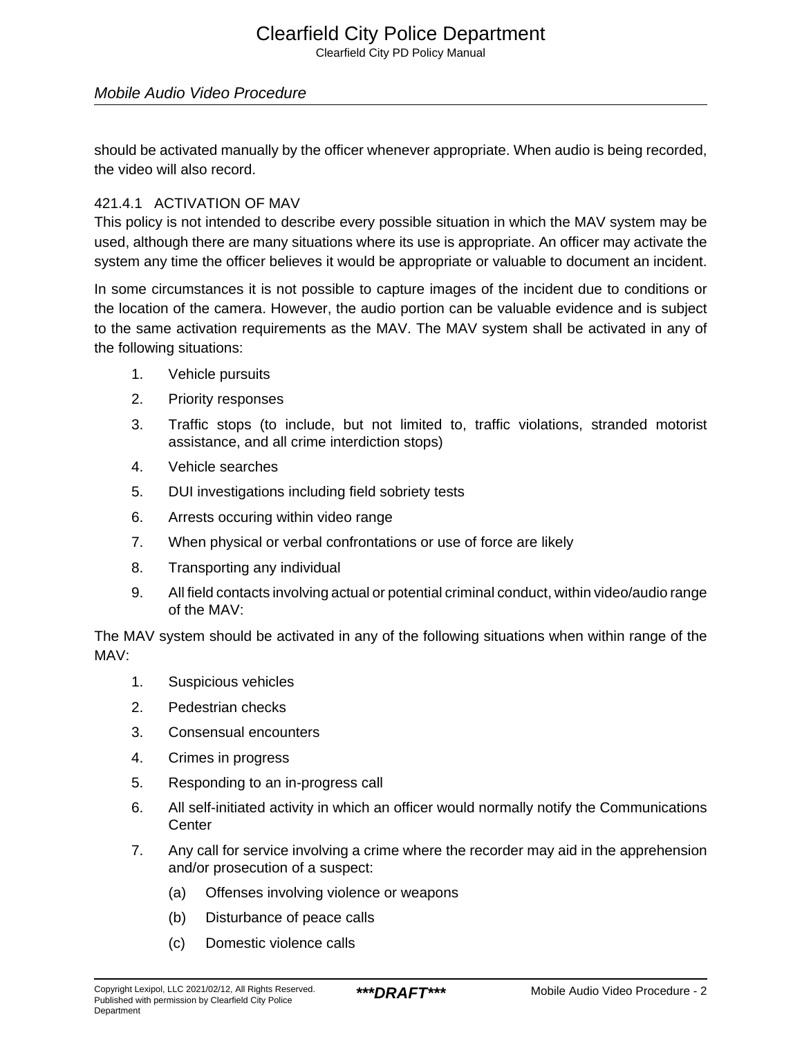should be activated manually by the officer whenever appropriate. When audio is being recorded, the video will also record.

### 421.4.1 ACTIVATION OF MAV

This policy is not intended to describe every possible situation in which the MAV system may be used, although there are many situations where its use is appropriate. An officer may activate the system any time the officer believes it would be appropriate or valuable to document an incident.

In some circumstances it is not possible to capture images of the incident due to conditions or the location of the camera. However, the audio portion can be valuable evidence and is subject to the same activation requirements as the MAV. The MAV system shall be activated in any of the following situations:

1. Vehicle pursuits
2. Priority responses
3. Traffic stops (to include, but not limited to, traffic violations, stranded motorist assistance, and all crime interdiction stops)
4. Vehicle searches
5. DUI investigations including field sobriety tests
6. Arrests occuring within video range
7. When physical or verbal confrontations or use of force are likely
8. Transporting any individual
9. All field contacts involving actual or potential criminal conduct, within video/audio range of the MAV:

The MAV system should be activated in any of the following situations when within range of the MAV:

1. Suspicious vehicles
2. Pedestrian checks
3. Consensual encounters
4. Crimes in progress
5. Responding to an in-progress call
6. All self-initiated activity in which an officer would normally notify the Communications Center
7. Any call for service involving a crime where the recorder may aid in the apprehension and/or prosecution of a suspect:
    (a) Offenses involving violence or weapons
    (b) Disturbance of peace calls
    (c) Domestic violence calls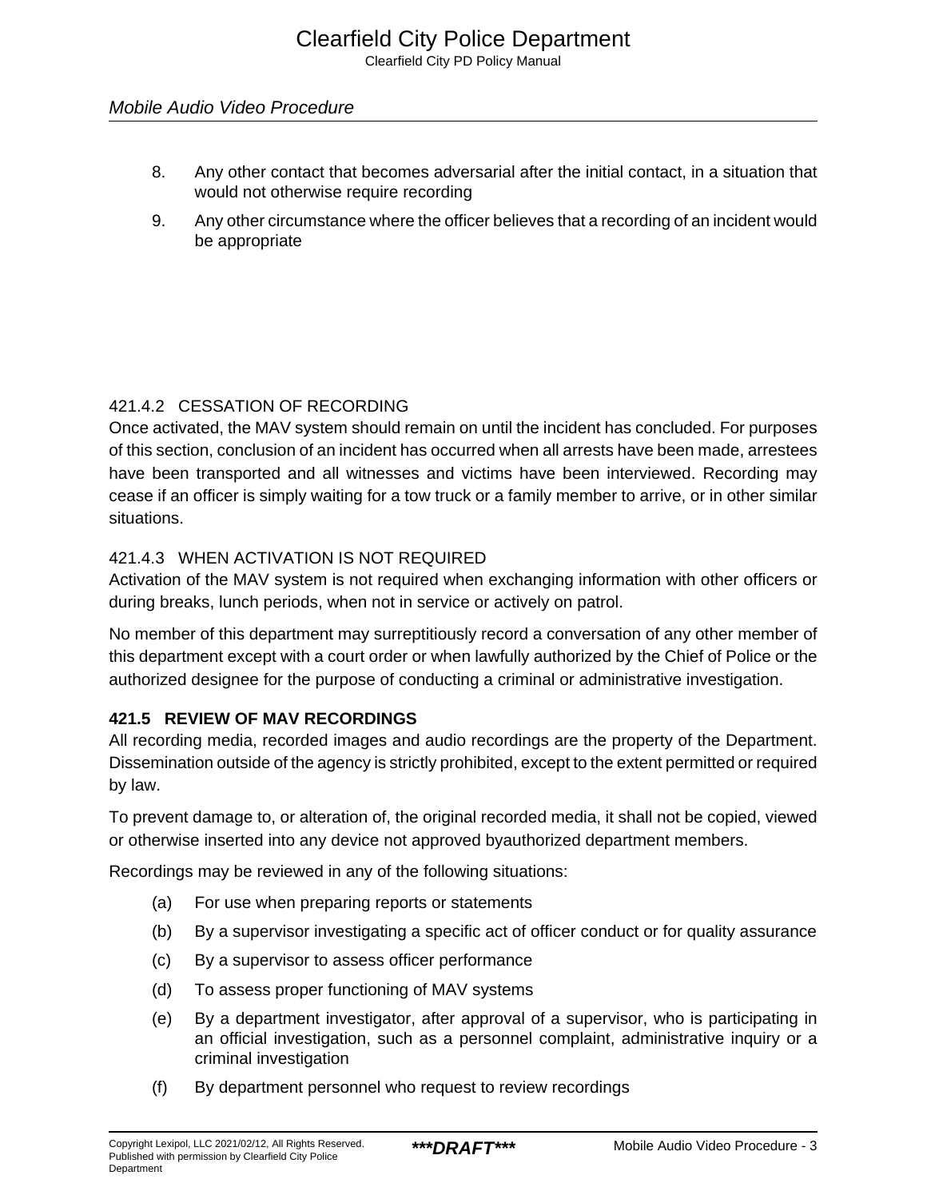8. Any other contact that becomes adversarial after the initial contact, in a situation that would not otherwise require recording

9. Any other circumstance where the officer believes that a recording of an incident would be appropriate

### 421.4.2 CESSATION OF RECORDING

Once activated, the MAV system should remain on until the incident has concluded. For purposes of this section, conclusion of an incident has occurred when all arrests have been made, arrestees have been transported and all witnesses and victims have been interviewed. Recording may cease if an officer is simply waiting for a tow truck or a family member to arrive, or in other similar situations.

### 421.4.3 WHEN ACTIVATION IS NOT REQUIRED

Activation of the MAV system is not required when exchanging information with other officers or during breaks, lunch periods, when not in service or actively on patrol.

No member of this department may surreptitiously record a conversation of any other member of this department except with a court order or when lawfully authorized by the Chief of Police or the authorized designee for the purpose of conducting a criminal or administrative investigation.

## 421.5 REVIEW OF MAV RECORDINGS

All recording media, recorded images and audio recordings are the property of the Department. Dissemination outside of the agency is strictly prohibited, except to the extent permitted or required by law.

To prevent damage to, or alteration of, the original recorded media, it shall not be copied, viewed or otherwise inserted into any device not approved byauthorized department members.

Recordings may be reviewed in any of the following situations:

(a) For use when preparing reports or statements

(b) By a supervisor investigating a specific act of officer conduct or for quality assurance

(c) By a supervisor to assess officer performance

(d) To assess proper functioning of MAV systems

(e) By a department investigator, after approval of a supervisor, who is participating in an official investigation, such as a personnel complaint, administrative inquiry or a criminal investigation

(f) By department personnel who request to review recordings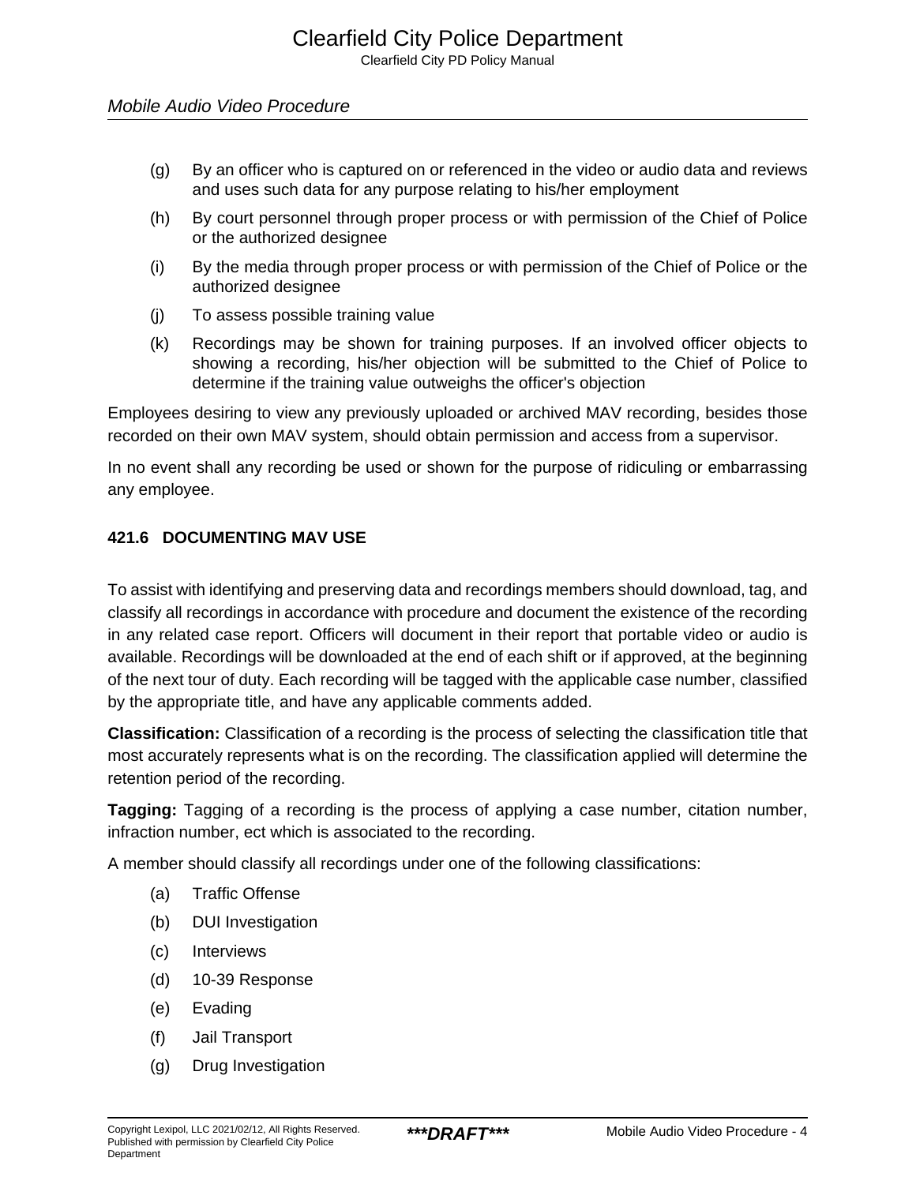(g) By an officer who is captured on or referenced in the video or audio data and reviews and uses such data for any purpose relating to his/her employment

(h) By court personnel through proper process or with permission of the Chief of Police or the authorized designee

(i) By the media through proper process or with permission of the Chief of Police or the authorized designee

(j) To assess possible training value

(k) Recordings may be shown for training purposes. If an involved officer objects to showing a recording, his/her objection will be submitted to the Chief of Police to determine if the training value outweighs the officer's objection

Employees desiring to view any previously uploaded or archived MAV recording, besides those recorded on their own MAV system, should obtain permission and access from a supervisor.

In no event shall any recording be used or shown for the purpose of ridiculing or embarrassing any employee.

### 421.6 DOCUMENTING MAV USE

To assist with identifying and preserving data and recordings members should download, tag, and classify all recordings in accordance with procedure and document the existence of the recording in any related case report. Officers will document in their report that portable video or audio is available. Recordings will be downloaded at the end of each shift or if approved, at the beginning of the next tour of duty. Each recording will be tagged with the applicable case number, classified by the appropriate title, and have any applicable comments added.

**Classification:** Classification of a recording is the process of selecting the classification title that most accurately represents what is on the recording. The classification applied will determine the retention period of the recording.

**Tagging:** Tagging of a recording is the process of applying a case number, citation number, infraction number, ect which is associated to the recording.

A member should classify all recordings under one of the following classifications:

(a) Traffic Offense

(b) DUI Investigation

(c) Interviews

(d) 10-39 Response

(e) Evading

(f) Jail Transport

(g) Drug Investigation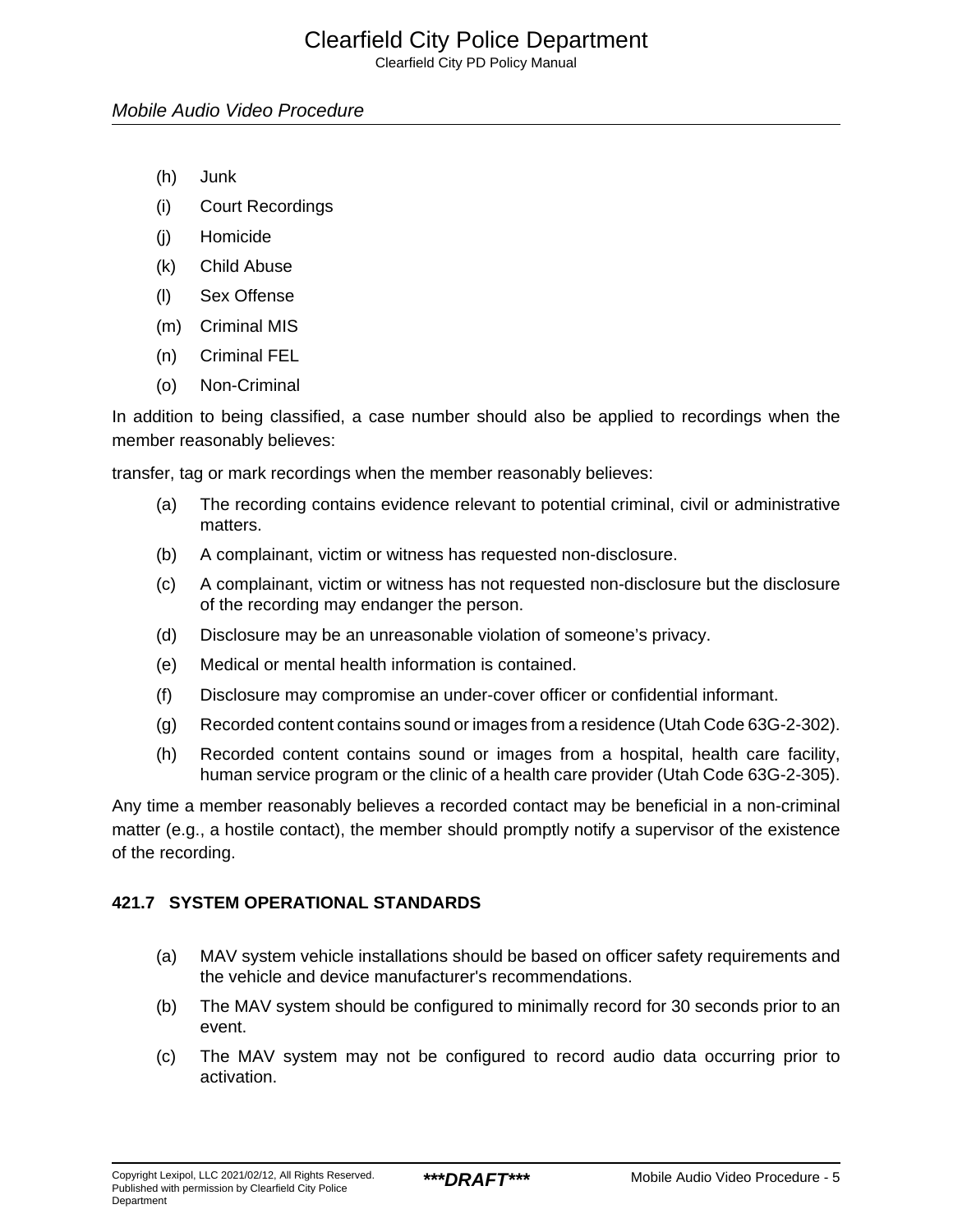(h) Junk

(i) Court Recordings

(j) Homicide

(k) Child Abuse

(l) Sex Offense

(m) Criminal MIS

(n) Criminal FEL

(o) Non-Criminal

In addition to being classified, a case number should also be applied to recordings when the member reasonably believes:

transfer, tag or mark recordings when the member reasonably believes:

(a) The recording contains evidence relevant to potential criminal, civil or administrative matters.

(b) A complainant, victim or witness has requested non-disclosure.

(c) A complainant, victim or witness has not requested non-disclosure but the disclosure of the recording may endanger the person.

(d) Disclosure may be an unreasonable violation of someone's privacy.

(e) Medical or mental health information is contained.

(f) Disclosure may compromise an under-cover officer or confidential informant.

(g) Recorded content contains sound or images from a residence (Utah Code 63G-2-302).

(h) Recorded content contains sound or images from a hospital, health care facility, human service program or the clinic of a health care provider (Utah Code 63G-2-305).

Any time a member reasonably believes a recorded contact may be beneficial in a non-criminal matter (e.g., a hostile contact), the member should promptly notify a supervisor of the existence of the recording.

### 421.7 SYSTEM OPERATIONAL STANDARDS

(a) MAV system vehicle installations should be based on officer safety requirements and the vehicle and device manufacturer's recommendations.

(b) The MAV system should be configured to minimally record for 30 seconds prior to an event.

(c) The MAV system may not be configured to record audio data occurring prior to activation.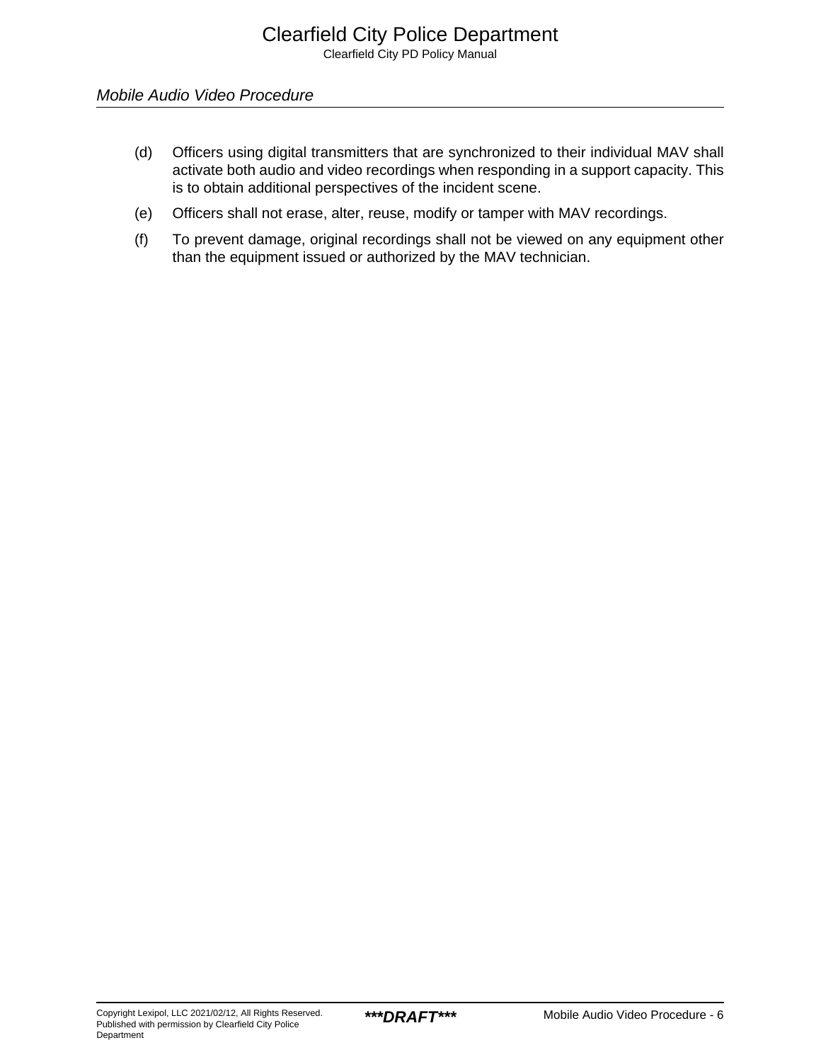(d) Officers using digital transmitters that are synchronized to their individual MAV shall activate both audio and video recordings when responding in a support capacity. This is to obtain additional perspectives of the incident scene.

(e) Officers shall not erase, alter, reuse, modify or tamper with MAV recordings.

(f) To prevent damage, original recordings shall not be viewed on any equipment other than the equipment issued or authorized by the MAV technician.